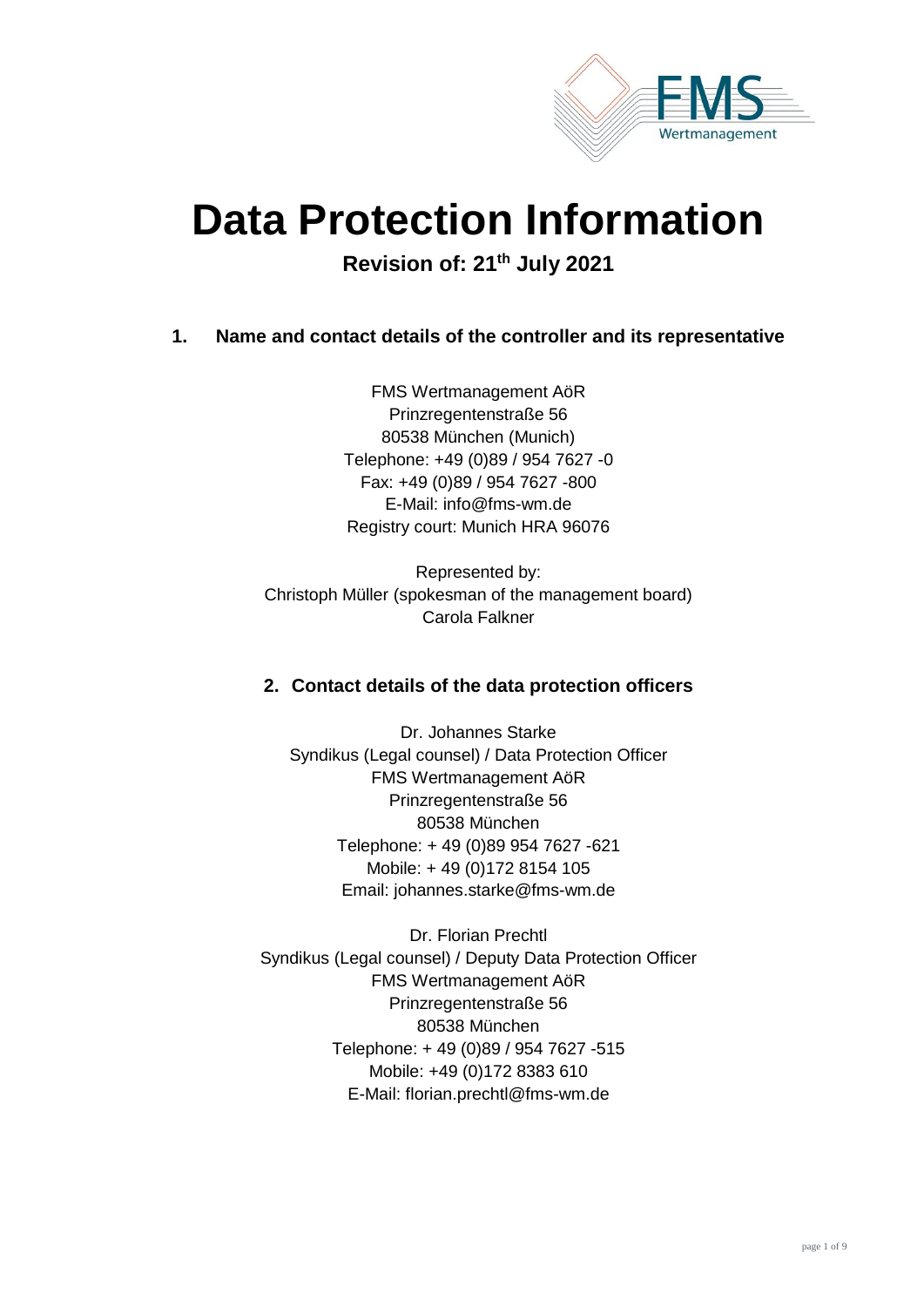# Data Protection Information

**Revision of: 21th July 2021**

## 1. Name and contact details of the controller and its representative

FMS Wertmanagement AöR
Prinzregentenstraße 56
80538 München (Munich)
Telephone: +49 (0)89 / 954 7627 -0
Fax: +49 (0)89 / 954 7627 -800
E-Mail: info@fms-wm.de
Registry court: Munich HRA 96076

Represented by:
Christoph Müller (spokesman of the management board)
Carola Falkner

## 2. Contact details of the data protection officers

Dr. Johannes Starke
Syndikus (Legal counsel) / Data Protection Officer
FMS Wertmanagement AöR
Prinzregentenstraße 56
80538 München
Telephone: + 49 (0)89 954 7627 -621
Mobile: + 49 (0)172 8154 105
Email: johannes.starke@fms-wm.de

Dr. Florian Prechtl
Syndikus (Legal counsel) / Deputy Data Protection Officer
FMS Wertmanagement AöR
Prinzregentenstraße 56
80538 München
Telephone: + 49 (0)89 / 954 7627 -515
Mobile: +49 (0)172 8383 610
E-Mail: florian.prechtl@fms-wm.de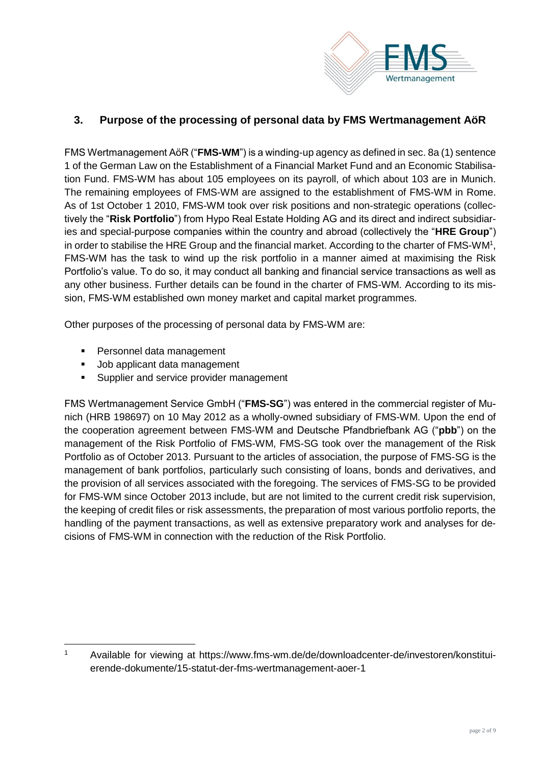## 3. Purpose of the processing of personal data by FMS Wertmanagement AöR

FMS Wertmanagement AöR ("**FMS-WM**") is a winding-up agency as defined in sec. 8a (1) sentence 1 of the German Law on the Establishment of a Financial Market Fund and an Economic Stabilisation Fund. FMS-WM has about 105 employees on its payroll, of which about 103 are in Munich. The remaining employees of FMS-WM are assigned to the establishment of FMS-WM in Rome. As of 1st October 1 2010, FMS-WM took over risk positions and non-strategic operations (collectively the "**Risk Portfolio**") from Hypo Real Estate Holding AG and its direct and indirect subsidiaries and special-purpose companies within the country and abroad (collectively the "**HRE Group**") in order to stabilise the HRE Group and the financial market. According to the charter of FMS-WM[1], FMS-WM has the task to wind up the risk portfolio in a manner aimed at maximising the Risk Portfolio's value. To do so, it may conduct all banking and financial service transactions as well as any other business. Further details can be found in the charter of FMS-WM. According to its mission, FMS-WM established own money market and capital market programmes.

Other purposes of the processing of personal data by FMS-WM are:

- Personnel data management
- Job applicant data management
- Supplier and service provider management

FMS Wertmanagement Service GmbH ("**FMS-SG**") was entered in the commercial register of Munich (HRB 198697) on 10 May 2012 as a wholly-owned subsidiary of FMS-WM. Upon the end of the cooperation agreement between FMS-WM and Deutsche Pfandbriefbank AG ("**pbb**") on the management of the Risk Portfolio of FMS-WM, FMS-SG took over the management of the Risk Portfolio as of October 2013. Pursuant to the articles of association, the purpose of FMS-SG is the management of bank portfolios, particularly such consisting of loans, bonds and derivatives, and the provision of all services associated with the foregoing. The services of FMS-SG to be provided for FMS-WM since October 2013 include, but are not limited to the current credit risk supervision, the keeping of credit files or risk assessments, the preparation of most various portfolio reports, the handling of the payment transactions, as well as extensive preparatory work and analyses for decisions of FMS-WM in connection with the reduction of the Risk Portfolio.

[1] Available for viewing at https://www.fms-wm.de/de/downloadcenter-de/investoren/konstituierende-dokumente/15-statut-der-fms-wertmanagement-aoer-1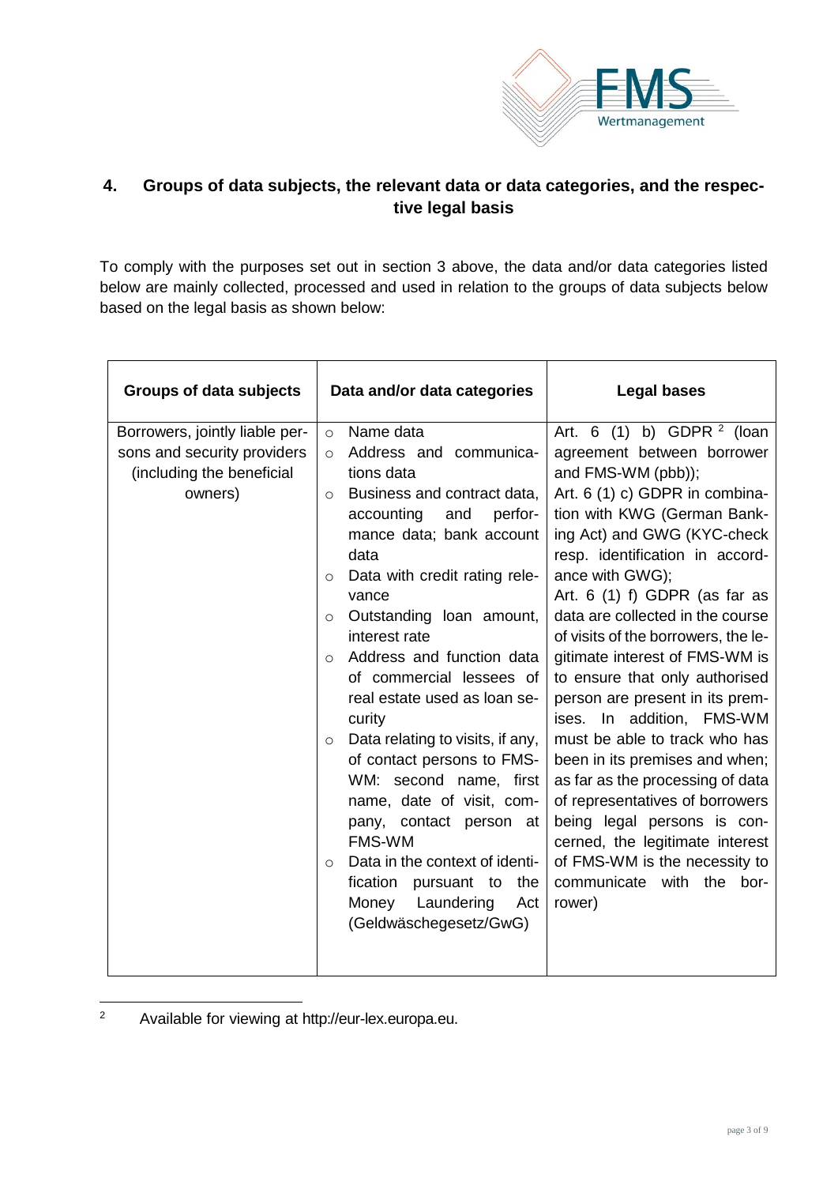## 4. Groups of data subjects, the relevant data or data categories, and the respective legal basis

To comply with the purposes set out in section 3 above, the data and/or data categories listed below are mainly collected, processed and used in relation to the groups of data subjects below based on the legal basis as shown below:

| Groups of data subjects | Data and/or data categories | Legal bases |
|---|---|---|
| Borrowers, jointly liable persons and security providers (including the beneficial owners) | ○ Name data<br>○ Address and communications data<br>○ Business and contract data, accounting and performance data; bank account data<br>○ Data with credit rating relevance<br>○ Outstanding loan amount, interest rate<br>○ Address and function data of commercial lessees of real estate used as loan security<br>○ Data relating to visits, if any, of contact persons to FMS-WM: second name, first name, date of visit, company, contact person at FMS-WM<br>○ Data in the context of identification pursuant to the Money Laundering Act (Geldwäschegesetz/GwG) | Art. 6 (1) b) GDPR [2] (loan agreement between borrower and FMS-WM (pbb));<br>Art. 6 (1) c) GDPR in combination with KWG (German Banking Act) and GWG (KYC-check resp. identification in accordance with GWG);<br>Art. 6 (1) f) GDPR (as far as data are collected in the course of visits of the borrowers, the legitimate interest of FMS-WM is to ensure that only authorised person are present in its premises. In addition, FMS-WM must be able to track who has been in its premises and when; as far as the processing of data of representatives of borrowers being legal persons is concerned, the legitimate interest of FMS-WM is the necessity to communicate with the borrower) |

[2] Available for viewing at http://eur-lex.europa.eu.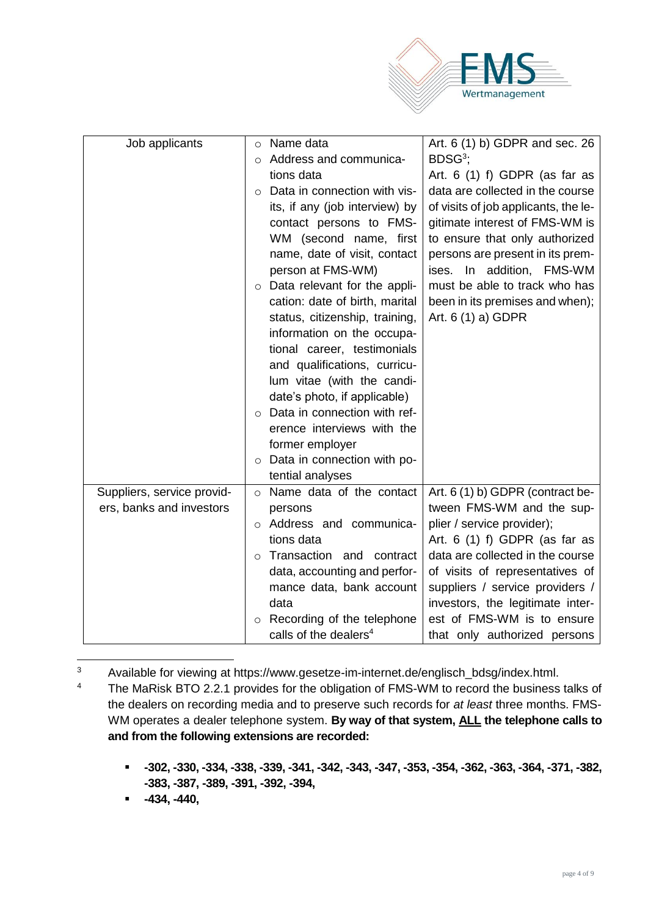| | | |
|---|---|---|
| Job applicants | ○ Name data<br>○ Address and communications data<br>○ Data in connection with visits, if any (job interview) by contact persons to FMS-WM (second name, first name, date of visit, contact person at FMS-WM)<br>○ Data relevant for the application: date of birth, marital status, citizenship, training, information on the occupational career, testimonials and qualifications, curriculum vitae (with the candidate's photo, if applicable)<br>○ Data in connection with reference interviews with the former employer<br>○ Data in connection with potential analyses | Art. 6 (1) b) GDPR and sec. 26 BDSG[3];<br>Art. 6 (1) f) GDPR (as far as data are collected in the course of visits of job applicants, the legitimate interest of FMS-WM is to ensure that only authorized persons are present in its premises. In addition, FMS-WM must be able to track who has been in its premises and when);<br>Art. 6 (1) a) GDPR |
| Suppliers, service providers, banks and investors | ○ Name data of the contact persons<br>○ Address and communications data<br>○ Transaction and contract data, accounting and performance data, bank account data<br>○ Recording of the telephone calls of the dealers[4] | Art. 6 (1) b) GDPR (contract between FMS-WM and the supplier / service provider);<br>Art. 6 (1) f) GDPR (as far as data are collected in the course of visits of representatives of suppliers / service providers / investors, the legitimate interest of FMS-WM is to ensure that only authorized persons |

---

[3] Available for viewing at https://www.gesetze-im-internet.de/englisch_bdsg/index.html.

[4] The MaRisk BTO 2.2.1 provides for the obligation of FMS-WM to record the business talks of the dealers on recording media and to preserve such records for *at least* three months. FMS-WM operates a dealer telephone system. **By way of that system, <u>ALL</u> the telephone calls to and from the following extensions are recorded:**

- **-302, -330, -334, -338, -339, -341, -342, -343, -347, -353, -354, -362, -363, -364, -371, -382, -383, -387, -389, -391, -392, -394,**
- **-434, -440,**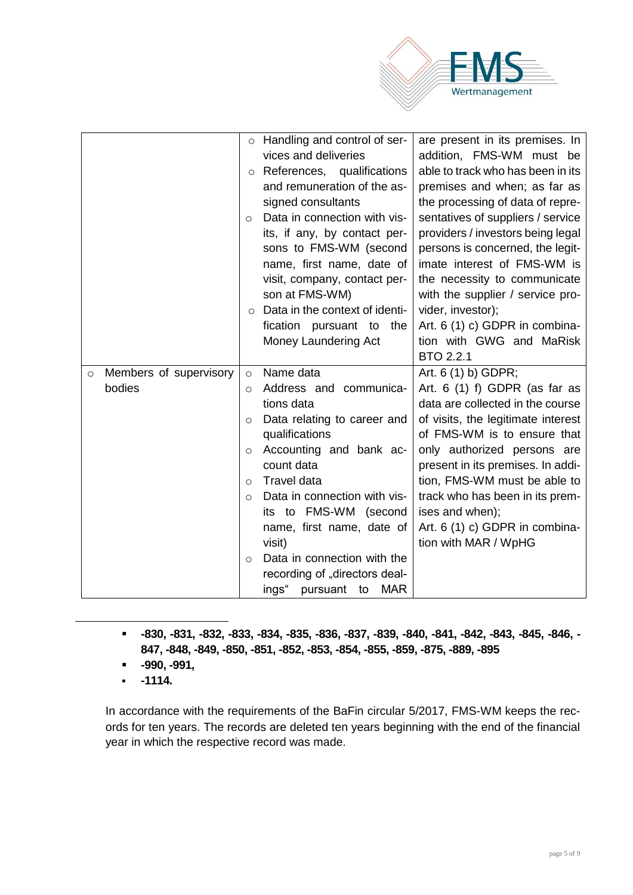| | | |
|---|---|---|
| | ○ Handling and control of services and deliveries<br>○ References, qualifications and remuneration of the assigned consultants<br>○ Data in connection with visits, if any, by contact persons to FMS-WM (second name, first name, date of visit, company, contact person at FMS-WM)<br>○ Data in the context of identification pursuant to the Money Laundering Act | are present in its premises. In addition, FMS-WM must be able to track who has been in its premises and when; as far as the processing of data of representatives of suppliers / service providers / investors being legal persons is concerned, the legitimate interest of FMS-WM is the necessity to communicate with the supplier / service provider, investor);<br>Art. 6 (1) c) GDPR in combination with GWG and MaRisk BTO 2.2.1 |
| ○ Members of supervisory bodies | ○ Name data<br>○ Address and communications data<br>○ Data relating to career and qualifications<br>○ Accounting and bank account data<br>○ Travel data<br>○ Data in connection with visits to FMS-WM (second name, first name, date of visit)<br>○ Data in connection with the recording of „directors dealings" pursuant to MAR | Art. 6 (1) b) GDPR;<br>Art. 6 (1) f) GDPR (as far as data are collected in the course of visits, the legitimate interest of FMS-WM is to ensure that only authorized persons are present in its premises. In addition, FMS-WM must be able to track who has been in its premises and when);<br>Art. 6 (1) c) GDPR in combination with MAR / WpHG |

---

- **-830, -831, -832, -833, -834, -835, -836, -837, -839, -840, -841, -842, -843, -845, -846, -847, -848, -849, -850, -851, -852, -853, -854, -855, -859, -875, -889, -895**
- **-990, -991,**
- **-1114.**

In accordance with the requirements of the BaFin circular 5/2017, FMS-WM keeps the records for ten years. The records are deleted ten years beginning with the end of the financial year in which the respective record was made.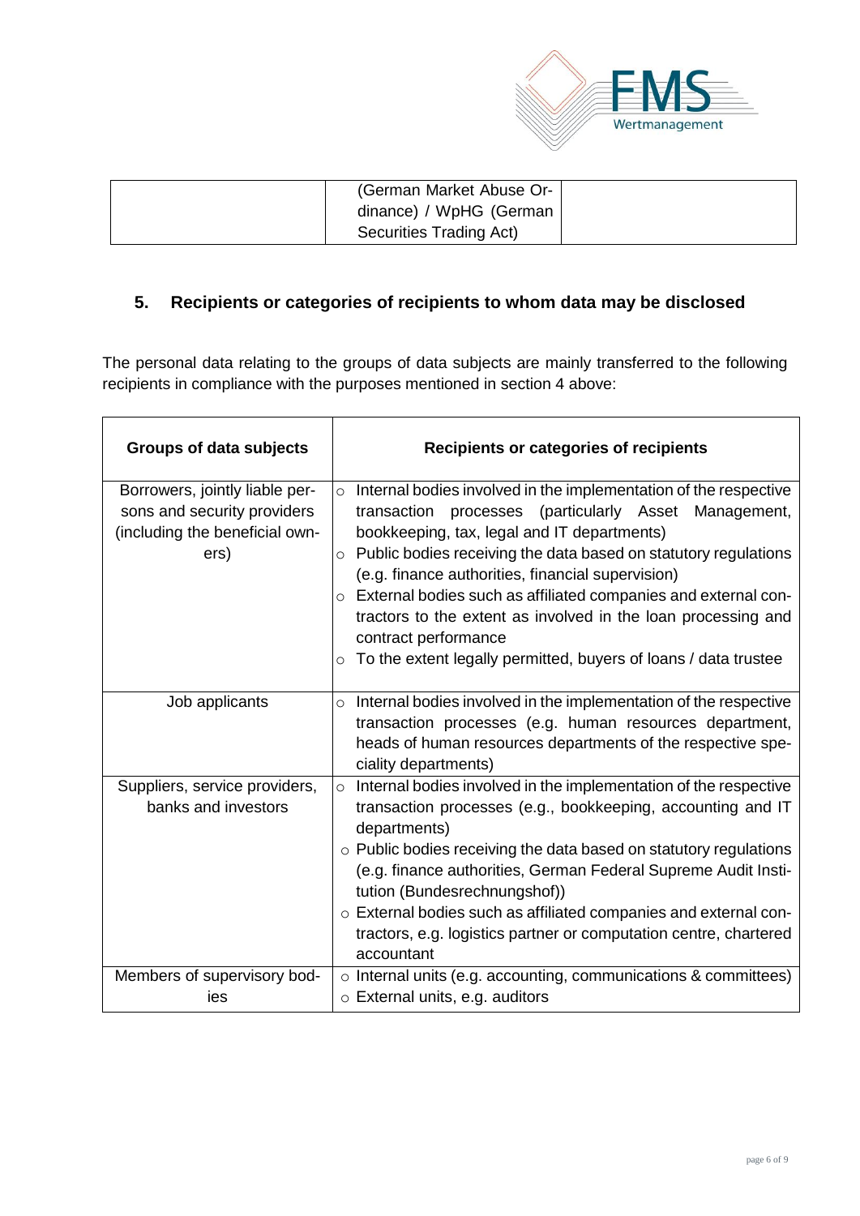| | (German Market Abuse Ordinance) / WpHG (German Securities Trading Act) | |
|---|---|---|

## 5. Recipients or categories of recipients to whom data may be disclosed

The personal data relating to the groups of data subjects are mainly transferred to the following recipients in compliance with the purposes mentioned in section 4 above:

| Groups of data subjects | Recipients or categories of recipients |
|---|---|
| Borrowers, jointly liable persons and security providers (including the beneficial owners) | ○ Internal bodies involved in the implementation of the respective transaction processes (particularly Asset Management, bookkeeping, tax, legal and IT departments)<br>○ Public bodies receiving the data based on statutory regulations (e.g. finance authorities, financial supervision)<br>○ External bodies such as affiliated companies and external contractors to the extent as involved in the loan processing and contract performance<br>○ To the extent legally permitted, buyers of loans / data trustee |
| Job applicants | ○ Internal bodies involved in the implementation of the respective transaction processes (e.g. human resources department, heads of human resources departments of the respective speciality departments) |
| Suppliers, service providers, banks and investors | ○ Internal bodies involved in the implementation of the respective transaction processes (e.g., bookkeeping, accounting and IT departments)<br>○ Public bodies receiving the data based on statutory regulations (e.g. finance authorities, German Federal Supreme Audit Institution (Bundesrechnungshof))<br>○ External bodies such as affiliated companies and external contractors, e.g. logistics partner or computation centre, chartered accountant |
| Members of supervisory bodies | ○ Internal units (e.g. accounting, communications & committees)<br>○ External units, e.g. auditors |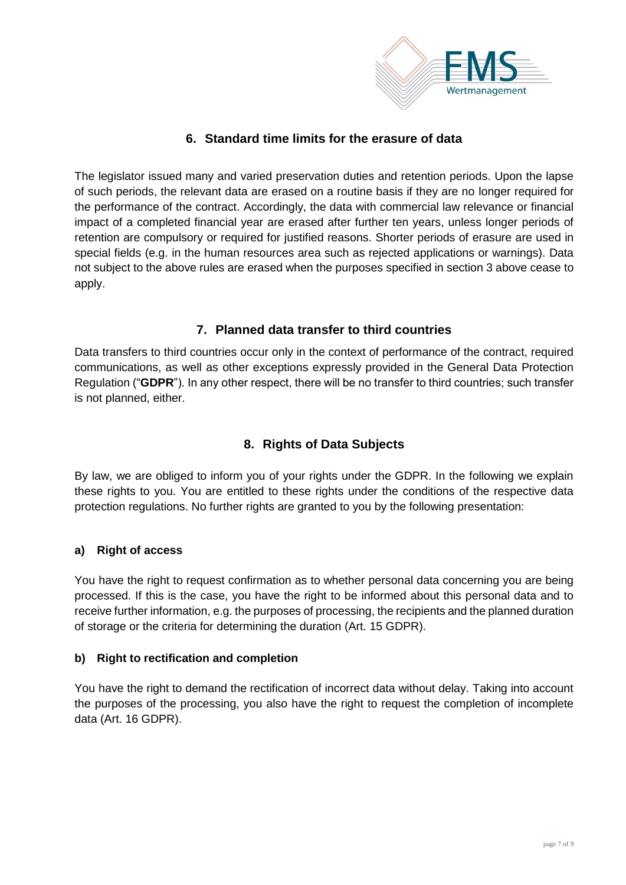## 6. Standard time limits for the erasure of data

The legislator issued many and varied preservation duties and retention periods. Upon the lapse of such periods, the relevant data are erased on a routine basis if they are no longer required for the performance of the contract. Accordingly, the data with commercial law relevance or financial impact of a completed financial year are erased after further ten years, unless longer periods of retention are compulsory or required for justified reasons. Shorter periods of erasure are used in special fields (e.g. in the human resources area such as rejected applications or warnings). Data not subject to the above rules are erased when the purposes specified in section 3 above cease to apply.

## 7. Planned data transfer to third countries

Data transfers to third countries occur only in the context of performance of the contract, required communications, as well as other exceptions expressly provided in the General Data Protection Regulation ("**GDPR**"). In any other respect, there will be no transfer to third countries; such transfer is not planned, either.

## 8. Rights of Data Subjects

By law, we are obliged to inform you of your rights under the GDPR. In the following we explain these rights to you. You are entitled to these rights under the conditions of the respective data protection regulations. No further rights are granted to you by the following presentation:

### a) Right of access

You have the right to request confirmation as to whether personal data concerning you are being processed. If this is the case, you have the right to be informed about this personal data and to receive further information, e.g. the purposes of processing, the recipients and the planned duration of storage or the criteria for determining the duration (Art. 15 GDPR).

### b) Right to rectification and completion

You have the right to demand the rectification of incorrect data without delay. Taking into account the purposes of the processing, you also have the right to request the completion of incomplete data (Art. 16 GDPR).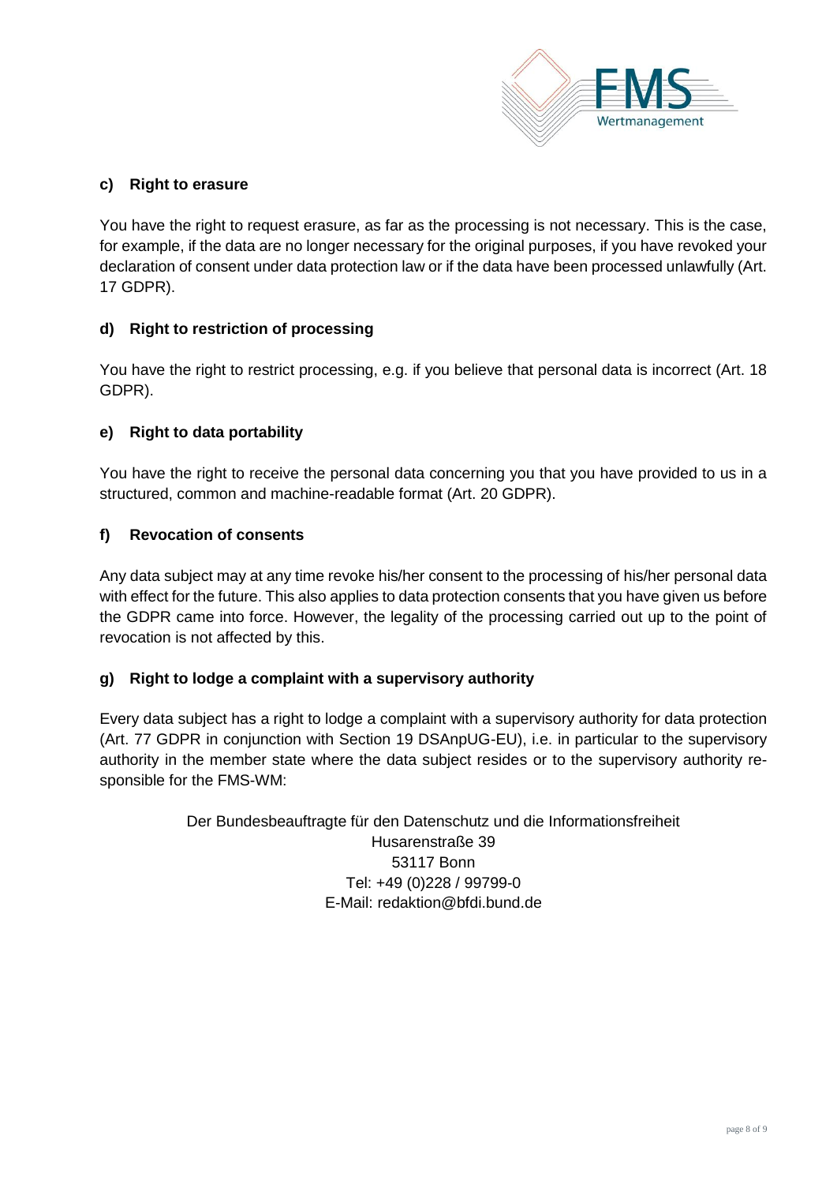### c) Right to erasure

You have the right to request erasure, as far as the processing is not necessary. This is the case, for example, if the data are no longer necessary for the original purposes, if you have revoked your declaration of consent under data protection law or if the data have been processed unlawfully (Art. 17 GDPR).

### d) Right to restriction of processing

You have the right to restrict processing, e.g. if you believe that personal data is incorrect (Art. 18 GDPR).

### e) Right to data portability

You have the right to receive the personal data concerning you that you have provided to us in a structured, common and machine-readable format (Art. 20 GDPR).

### f) Revocation of consents

Any data subject may at any time revoke his/her consent to the processing of his/her personal data with effect for the future. This also applies to data protection consents that you have given us before the GDPR came into force. However, the legality of the processing carried out up to the point of revocation is not affected by this.

### g) Right to lodge a complaint with a supervisory authority

Every data subject has a right to lodge a complaint with a supervisory authority for data protection (Art. 77 GDPR in conjunction with Section 19 DSAnpUG-EU), i.e. in particular to the supervisory authority in the member state where the data subject resides or to the supervisory authority responsible for the FMS-WM:

Der Bundesbeauftragte für den Datenschutz und die Informationsfreiheit
Husarenstraße 39
53117 Bonn
Tel: +49 (0)228 / 99799-0
E-Mail: redaktion@bfdi.bund.de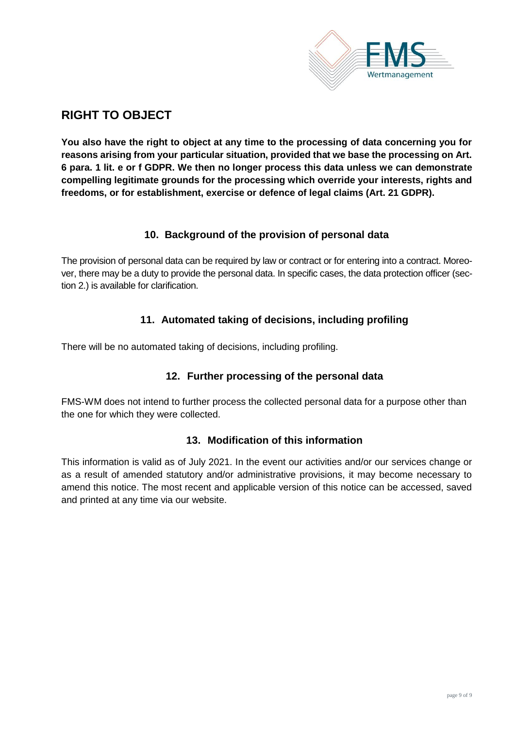## RIGHT TO OBJECT

**You also have the right to object at any time to the processing of data concerning you for reasons arising from your particular situation, provided that we base the processing on Art. 6 para. 1 lit. e or f GDPR. We then no longer process this data unless we can demonstrate compelling legitimate grounds for the processing which override your interests, rights and freedoms, or for establishment, exercise or defence of legal claims (Art. 21 GDPR).**

### 10. Background of the provision of personal data

The provision of personal data can be required by law or contract or for entering into a contract. Moreover, there may be a duty to provide the personal data. In specific cases, the data protection officer (section 2.) is available for clarification.

### 11. Automated taking of decisions, including profiling

There will be no automated taking of decisions, including profiling.

### 12. Further processing of the personal data

FMS-WM does not intend to further process the collected personal data for a purpose other than the one for which they were collected.

### 13. Modification of this information

This information is valid as of July 2021. In the event our activities and/or our services change or as a result of amended statutory and/or administrative provisions, it may become necessary to amend this notice. The most recent and applicable version of this notice can be accessed, saved and printed at any time via our website.